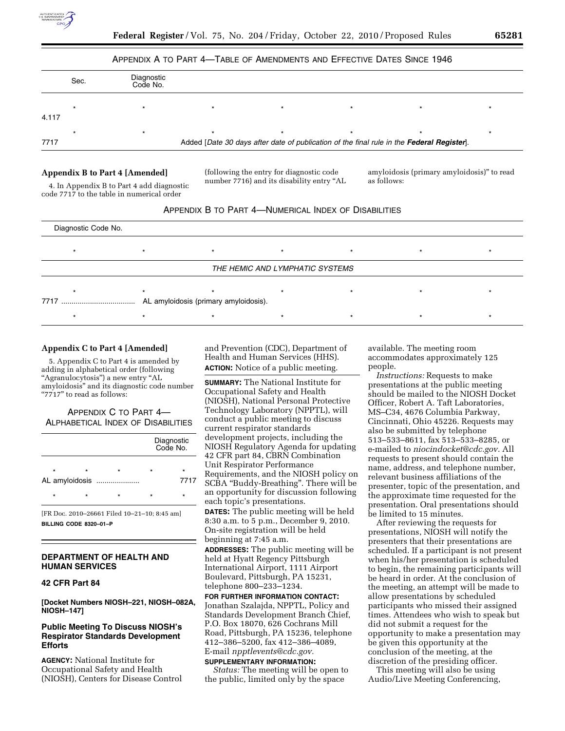APPENDIX A TO PART 4—TABLE OF AMENDMENTS AND EFFECTIVE DATES SINCE 1946

| Sec. | Diagnostic Code No. | | | | | |
|---|---|---|---|---|---|---|
| * | * | * | * | * | * | * |
| 4.117 | | | | | | |
| * | * | * | * | * | * | * |
| 7717 | | Added [*Date 30 days after date of publication of the final rule in the **Federal Register***]. | | | | |

**Appendix B to Part 4 [Amended]**

4. In Appendix B to Part 4 add diagnostic code 7717 to the table in numerical order (following the entry for diagnostic code number 7716) and its disability entry "AL amyloidosis (primary amyloidosis)" to read as follows:

APPENDIX B TO PART 4—NUMERICAL INDEX OF DISABILITIES

| Diagnostic Code No. | | | | | | |
|---|---|---|---|---|---|---|
| * | * | * | * | * | * | * |
| *THE HEMIC AND LYMPHATIC SYSTEMS* | | | | | | |
| * | * | * | * | * | * | * |
| 7717 .................................... | AL amyloidosis (primary amyloidosis). | | | | | |
| * | * | * | * | * | * | * |

**Appendix C to Part 4 [Amended]**

5. Appendix C to Part 4 is amended by adding in alphabetical order (following "Agranulocytosis") a new entry "AL amyloidosis" and its diagnostic code number "7717" to read as follows:

APPENDIX C TO PART 4—ALPHABETICAL INDEX OF DISABILITIES

| | Diagnostic Code No. |
|---|---|
| * * * * | * |
| AL amyloidosis ..................... | 7717 |
| * * * * | * |

[FR Doc. 2010–26661 Filed 10–21–10; 8:45 am]

**BILLING CODE 8320–01–P**

## DEPARTMENT OF HEALTH AND HUMAN SERVICES

### 42 CFR Part 84

**[Docket Numbers NIOSH–221, NIOSH–082A, NIOSH–147]**

### Public Meeting To Discuss NIOSH's Respirator Standards Development Efforts

**AGENCY:** National Institute for Occupational Safety and Health (NIOSH), Centers for Disease Control and Prevention (CDC), Department of Health and Human Services (HHS).

**ACTION:** Notice of a public meeting.

**SUMMARY:** The National Institute for Occupational Safety and Health (NIOSH), National Personal Protective Technology Laboratory (NPPTL), will conduct a public meeting to discuss current respirator standards development projects, including the NIOSH Regulatory Agenda for updating 42 CFR part 84, CBRN Combination Unit Respirator Performance Requirements, and the NIOSH policy on SCBA "Buddy-Breathing". There will be an opportunity for discussion following each topic's presentations.

**DATES:** The public meeting will be held 8:30 a.m. to 5 p.m., December 9, 2010. On-site registration will be held beginning at 7:45 a.m.

**ADDRESSES:** The public meeting will be held at Hyatt Regency Pittsburgh International Airport, 1111 Airport Boulevard, Pittsburgh, PA 15231, telephone 800–233–1234.

**FOR FURTHER INFORMATION CONTACT:** Jonathan Szalajda, NPPTL, Policy and Standards Development Branch Chief, P.O. Box 18070, 626 Cochrans Mill Road, Pittsburgh, PA 15236, telephone 412–386–5200, fax 412–386–4089, E-mail *npptlevents@cdc.gov.*

**SUPPLEMENTARY INFORMATION:**

*Status:* The meeting will be open to the public, limited only by the space available. The meeting room accommodates approximately 125 people.

*Instructions:* Requests to make presentations at the public meeting should be mailed to the NIOSH Docket Officer, Robert A. Taft Laboratories, MS–C34, 4676 Columbia Parkway, Cincinnati, Ohio 45226. Requests may also be submitted by telephone 513–533–8611, fax 513–533–8285, or e-mailed to *niocindocket@cdc.gov.* All requests to present should contain the name, address, and telephone number, relevant business affiliations of the presenter, topic of the presentation, and the approximate time requested for the presentation. Oral presentations should be limited to 15 minutes.

After reviewing the requests for presentations, NIOSH will notify the presenters that their presentations are scheduled. If a participant is not present when his/her presentation is scheduled to begin, the remaining participants will be heard in order. At the conclusion of the meeting, an attempt will be made to allow presentations by scheduled participants who missed their assigned times. Attendees who wish to speak but did not submit a request for the opportunity to make a presentation may be given this opportunity at the conclusion of the meeting, at the discretion of the presiding officer.

This meeting will also be using Audio/Live Meeting Conferencing,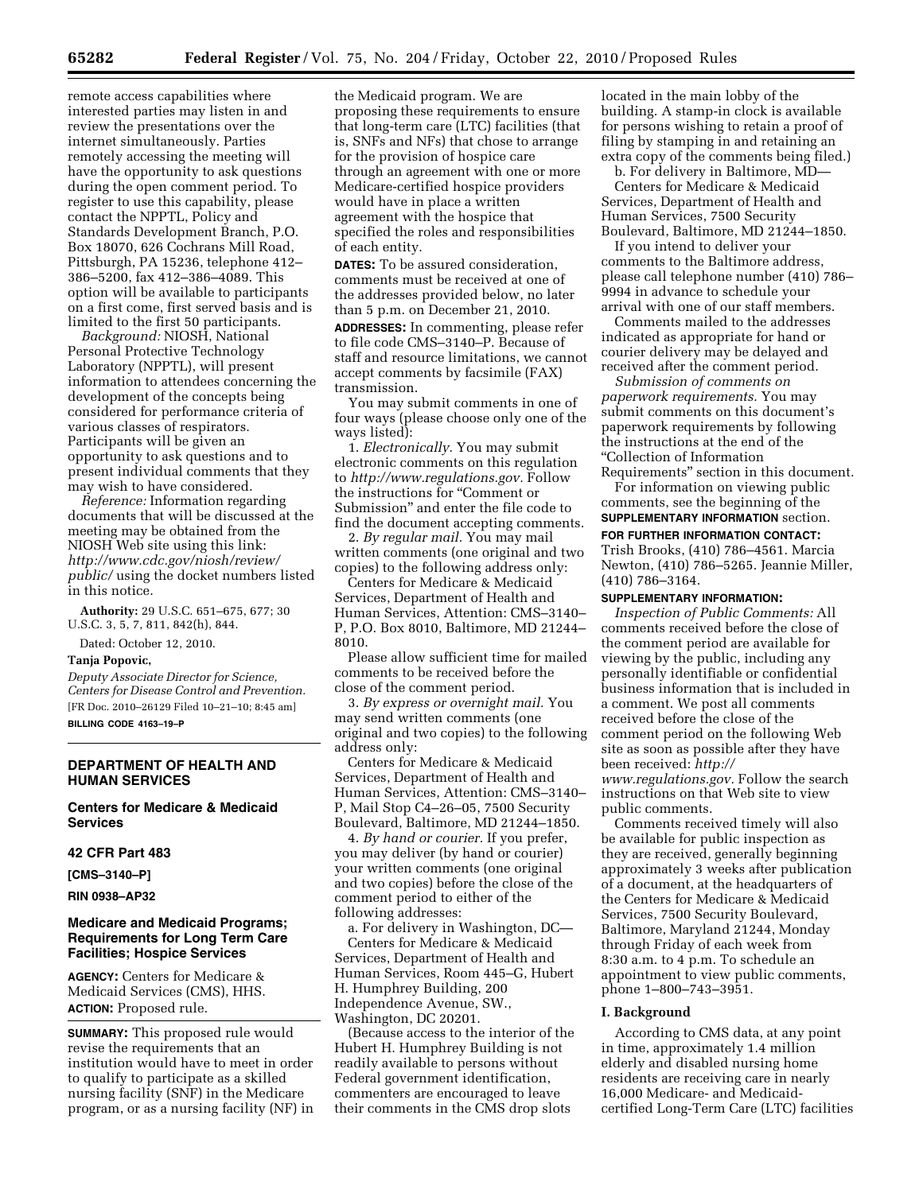remote access capabilities where interested parties may listen in and review the presentations over the internet simultaneously. Parties remotely accessing the meeting will have the opportunity to ask questions during the open comment period. To register to use this capability, please contact the NPPTL, Policy and Standards Development Branch, P.O. Box 18070, 626 Cochrans Mill Road, Pittsburgh, PA 15236, telephone 412–386–5200, fax 412–386–4089. This option will be available to participants on a first come, first served basis and is limited to the first 50 participants.

*Background:* NIOSH, National Personal Protective Technology Laboratory (NPPTL), will present information to attendees concerning the development of the concepts being considered for performance criteria of various classes of respirators. Participants will be given an opportunity to ask questions and to present individual comments that they may wish to have considered.

*Reference:* Information regarding documents that will be discussed at the meeting may be obtained from the NIOSH Web site using this link: *http://www.cdc.gov/niosh/review/public/* using the docket numbers listed in this notice.

**Authority:** 29 U.S.C. 651–675, 677; 30 U.S.C. 3, 5, 7, 811, 842(h), 844.

Dated: October 12, 2010.

**Tanja Popovic,**

*Deputy Associate Director for Science, Centers for Disease Control and Prevention.*

[FR Doc. 2010–26129 Filed 10–21–10; 8:45 am]

**BILLING CODE 4163–19–P**

## DEPARTMENT OF HEALTH AND HUMAN SERVICES

### Centers for Medicare & Medicaid Services

### 42 CFR Part 483

**[CMS–3140–P]**

**RIN 0938–AP32**

### Medicare and Medicaid Programs; Requirements for Long Term Care Facilities; Hospice Services

**AGENCY:** Centers for Medicare & Medicaid Services (CMS), HHS.

**ACTION:** Proposed rule.

**SUMMARY:** This proposed rule would revise the requirements that an institution would have to meet in order to qualify to participate as a skilled nursing facility (SNF) in the Medicare program, or as a nursing facility (NF) in the Medicaid program. We are proposing these requirements to ensure that long-term care (LTC) facilities (that is, SNFs and NFs) that chose to arrange for the provision of hospice care through an agreement with one or more Medicare-certified hospice providers would have in place a written agreement with the hospice that specified the roles and responsibilities of each entity.

**DATES:** To be assured consideration, comments must be received at one of the addresses provided below, no later than 5 p.m. on December 21, 2010.

**ADDRESSES:** In commenting, please refer to file code CMS–3140–P. Because of staff and resource limitations, we cannot accept comments by facsimile (FAX) transmission.

You may submit comments in one of four ways (please choose only one of the ways listed):

1. *Electronically.* You may submit electronic comments on this regulation to *http://www.regulations.gov.* Follow the instructions for "Comment or Submission" and enter the file code to find the document accepting comments.

2. *By regular mail.* You may mail written comments (one original and two copies) to the following address only:

Centers for Medicare & Medicaid Services, Department of Health and Human Services, Attention: CMS–3140–P, P.O. Box 8010, Baltimore, MD 21244–8010.

Please allow sufficient time for mailed comments to be received before the close of the comment period.

3. *By express or overnight mail.* You may send written comments (one original and two copies) to the following address only:

Centers for Medicare & Medicaid Services, Department of Health and Human Services, Attention: CMS–3140–P, Mail Stop C4–26–05, 7500 Security Boulevard, Baltimore, MD 21244–1850.

4. *By hand or courier.* If you prefer, you may deliver (by hand or courier) your written comments (one original and two copies) before the close of the comment period to either of the following addresses:

a. For delivery in Washington, DC—

Centers for Medicare & Medicaid Services, Department of Health and Human Services, Room 445–G, Hubert H. Humphrey Building, 200 Independence Avenue, SW., Washington, DC 20201.

(Because access to the interior of the Hubert H. Humphrey Building is not readily available to persons without Federal government identification, commenters are encouraged to leave their comments in the CMS drop slots located in the main lobby of the building. A stamp-in clock is available for persons wishing to retain a proof of filing by stamping in and retaining an extra copy of the comments being filed.)

b. For delivery in Baltimore, MD—

Centers for Medicare & Medicaid Services, Department of Health and Human Services, 7500 Security Boulevard, Baltimore, MD 21244–1850.

If you intend to deliver your comments to the Baltimore address, please call telephone number (410) 786–9994 in advance to schedule your arrival with one of our staff members.

Comments mailed to the addresses indicated as appropriate for hand or courier delivery may be delayed and received after the comment period.

*Submission of comments on paperwork requirements.* You may submit comments on this document's paperwork requirements by following the instructions at the end of the "Collection of Information Requirements" section in this document.

For information on viewing public comments, see the beginning of the **SUPPLEMENTARY INFORMATION** section.

**FOR FURTHER INFORMATION CONTACT:** Trish Brooks, (410) 786–4561. Marcia Newton, (410) 786–5265. Jeannie Miller, (410) 786–3164.

**SUPPLEMENTARY INFORMATION:**

*Inspection of Public Comments:* All comments received before the close of the comment period are available for viewing by the public, including any personally identifiable or confidential business information that is included in a comment. We post all comments received before the close of the comment period on the following Web site as soon as possible after they have been received: *http://www.regulations.gov.* Follow the search instructions on that Web site to view public comments.

Comments received timely will also be available for public inspection as they are received, generally beginning approximately 3 weeks after publication of a document, at the headquarters of the Centers for Medicare & Medicaid Services, 7500 Security Boulevard, Baltimore, Maryland 21244, Monday through Friday of each week from 8:30 a.m. to 4 p.m. To schedule an appointment to view public comments, phone 1–800–743–3951.

## I. Background

According to CMS data, at any point in time, approximately 1.4 million elderly and disabled nursing home residents are receiving care in nearly 16,000 Medicare- and Medicaid-certified Long-Term Care (LTC) facilities